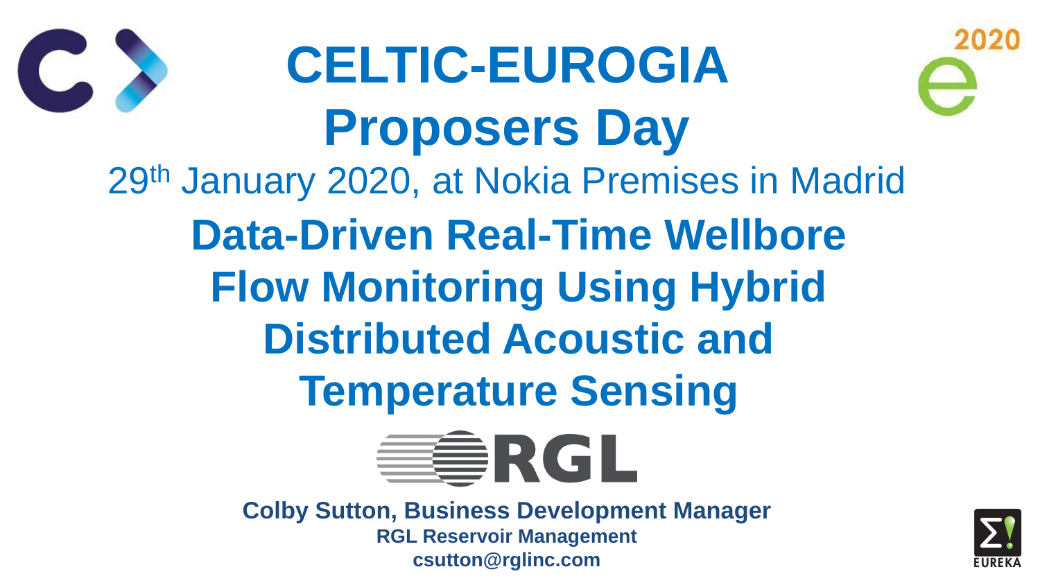# CELTIC-EUROGIA Proposers Day

29th January 2020, at Nokia Premises in Madrid

## Data-Driven Real-Time Wellbore Flow Monitoring Using Hybrid Distributed Acoustic and Temperature Sensing

RGL

**Colby Sutton, Business Development Manager**

**RGL Reservoir Management**

**csutton@rglinc.com**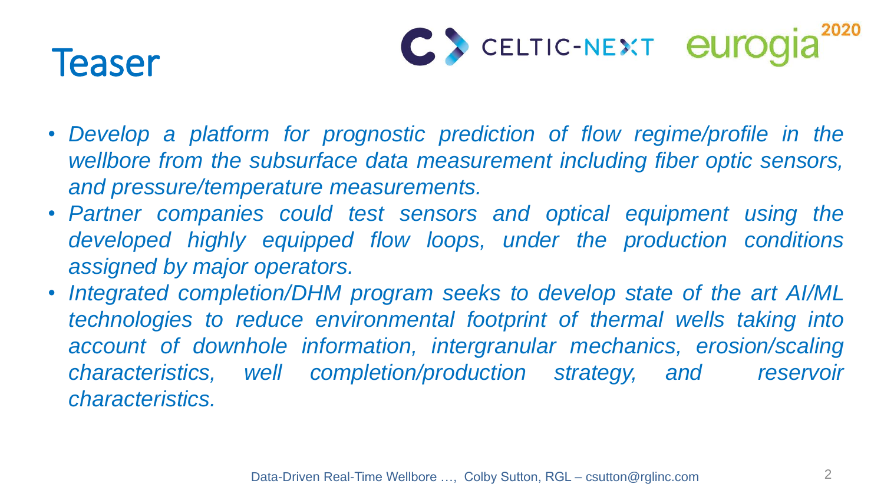# Teaser

- *Develop a platform for prognostic prediction of flow regime/profile in the wellbore from the subsurface data measurement including fiber optic sensors, and pressure/temperature measurements.*
- *Partner companies could test sensors and optical equipment using the developed highly equipped flow loops, under the production conditions assigned by major operators.*
- *Integrated completion/DHM program seeks to develop state of the art AI/ML technologies to reduce environmental footprint of thermal wells taking into account of downhole information, intergranular mechanics, erosion/scaling characteristics, well completion/production strategy, and reservoir characteristics.*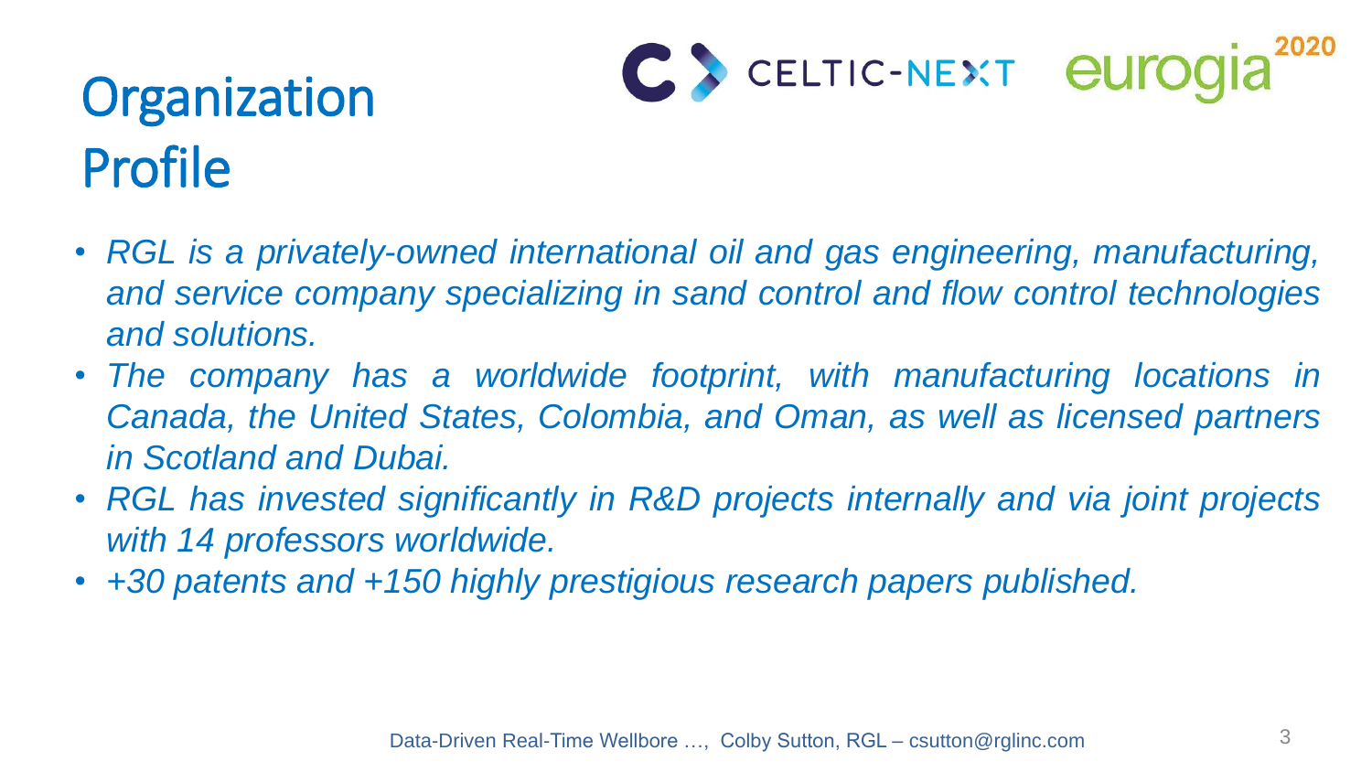# Organization Profile

- *RGL is a privately-owned international oil and gas engineering, manufacturing, and service company specializing in sand control and flow control technologies and solutions.*
- *The company has a worldwide footprint, with manufacturing locations in Canada, the United States, Colombia, and Oman, as well as licensed partners in Scotland and Dubai.*
- *RGL has invested significantly in R&D projects internally and via joint projects with 14 professors worldwide.*
- *+30 patents and +150 highly prestigious research papers published.*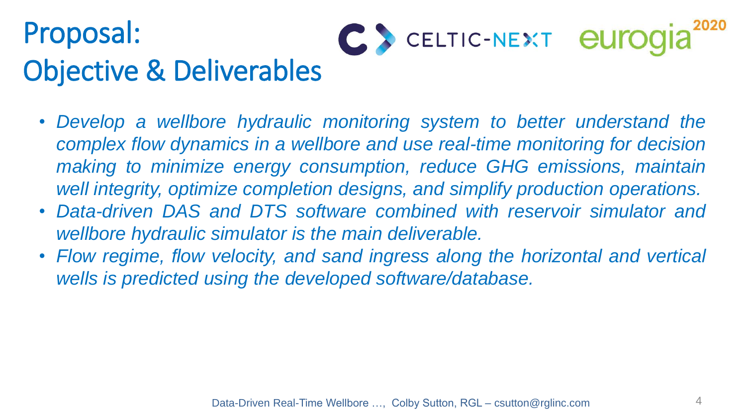# Proposal: Objective & Deliverables

- *Develop a wellbore hydraulic monitoring system to better understand the complex flow dynamics in a wellbore and use real-time monitoring for decision making to minimize energy consumption, reduce GHG emissions, maintain well integrity, optimize completion designs, and simplify production operations.*
- *Data-driven DAS and DTS software combined with reservoir simulator and wellbore hydraulic simulator is the main deliverable.*
- *Flow regime, flow velocity, and sand ingress along the horizontal and vertical wells is predicted using the developed software/database.*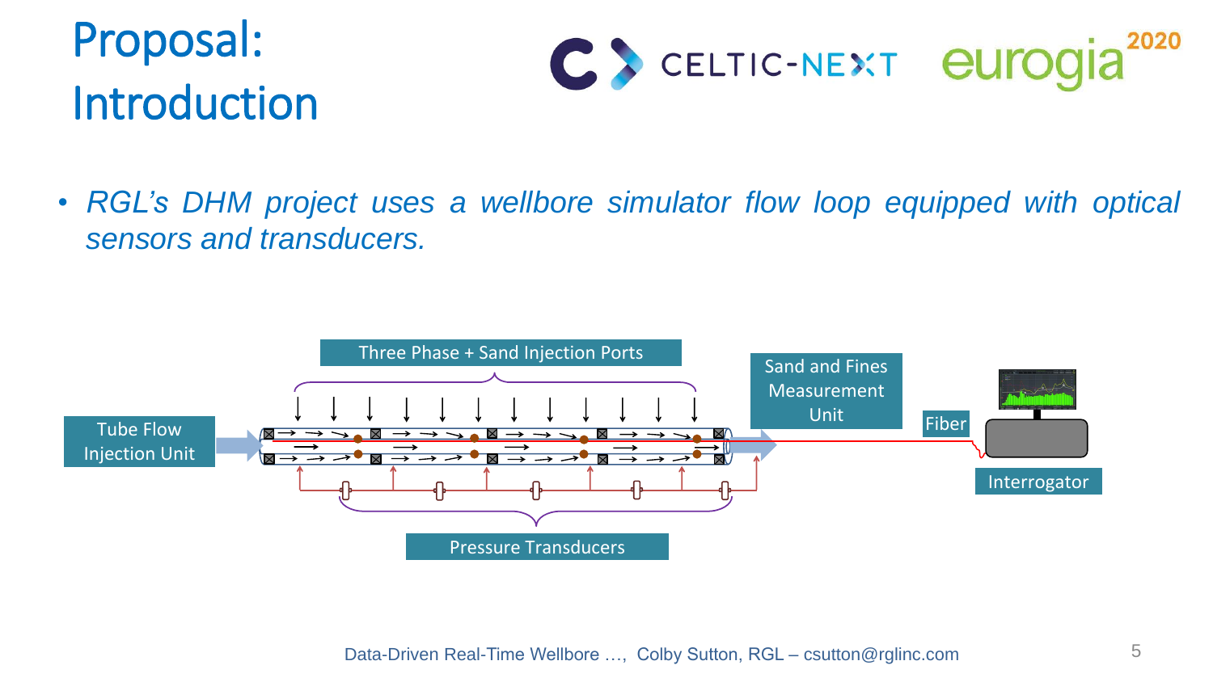# Proposal: Introduction

- *RGL's DHM project uses a wellbore simulator flow loop equipped with optical sensors and transducers.*

Three Phase + Sand Injection Ports

Tube Flow Injection Unit

Sand and Fines Measurement Unit

Fiber

Interrogator

Pressure Transducers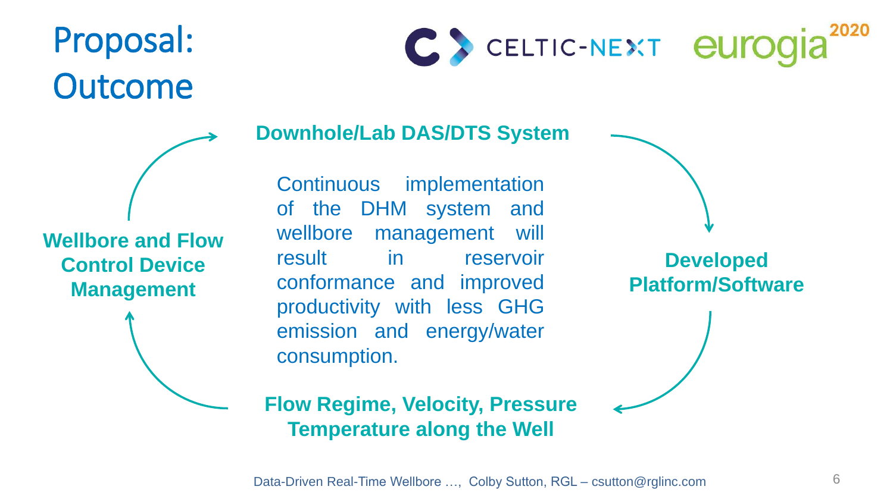# Proposal: Outcome

**Downhole/Lab DAS/DTS System**

Continuous implementation of the DHM system and wellbore management will result in reservoir conformance and improved productivity with less GHG emission and energy/water consumption.

**Developed Platform/Software**

**Flow Regime, Velocity, Pressure Temperature along the Well**

**Wellbore and Flow Control Device Management**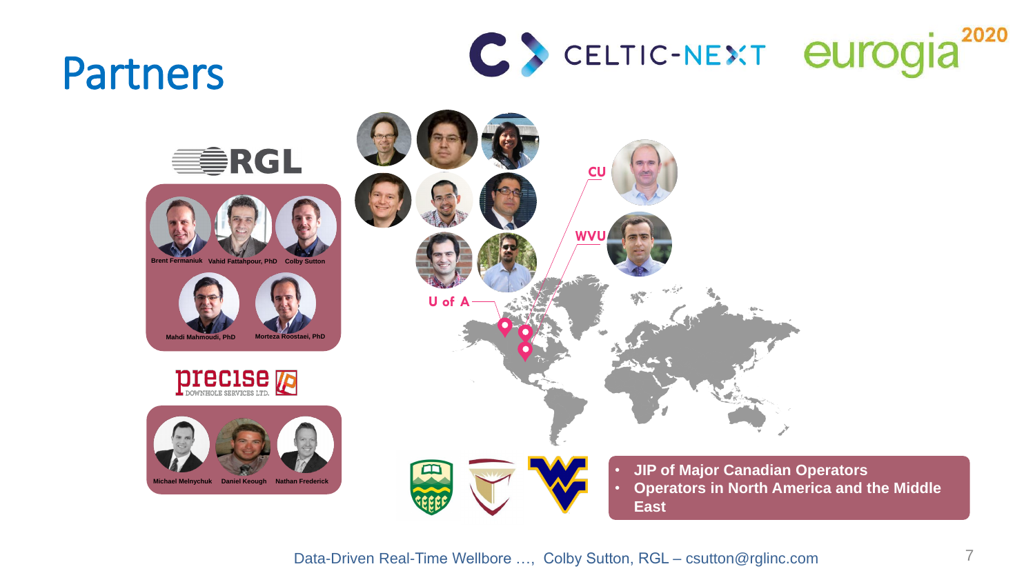# Partners

CELTIC-NEXT eurogia 2020

RGL

Brent Fermaniuk, Vahid Fattahpour, PhD, Colby Sutton

Mahdi Mahmoudi, PhD, Morteza Roostaei, PhD

precise DOWNHOLE SERVICES LTD.

Michael Melnychuk, Daniel Keough, Nathan Frederick

CU

WVU

U of A

- JIP of Major Canadian Operators
- Operators in North America and the Middle East

Data-Driven Real-Time Wellbore …, Colby Sutton, RGL – csutton@rglinc.com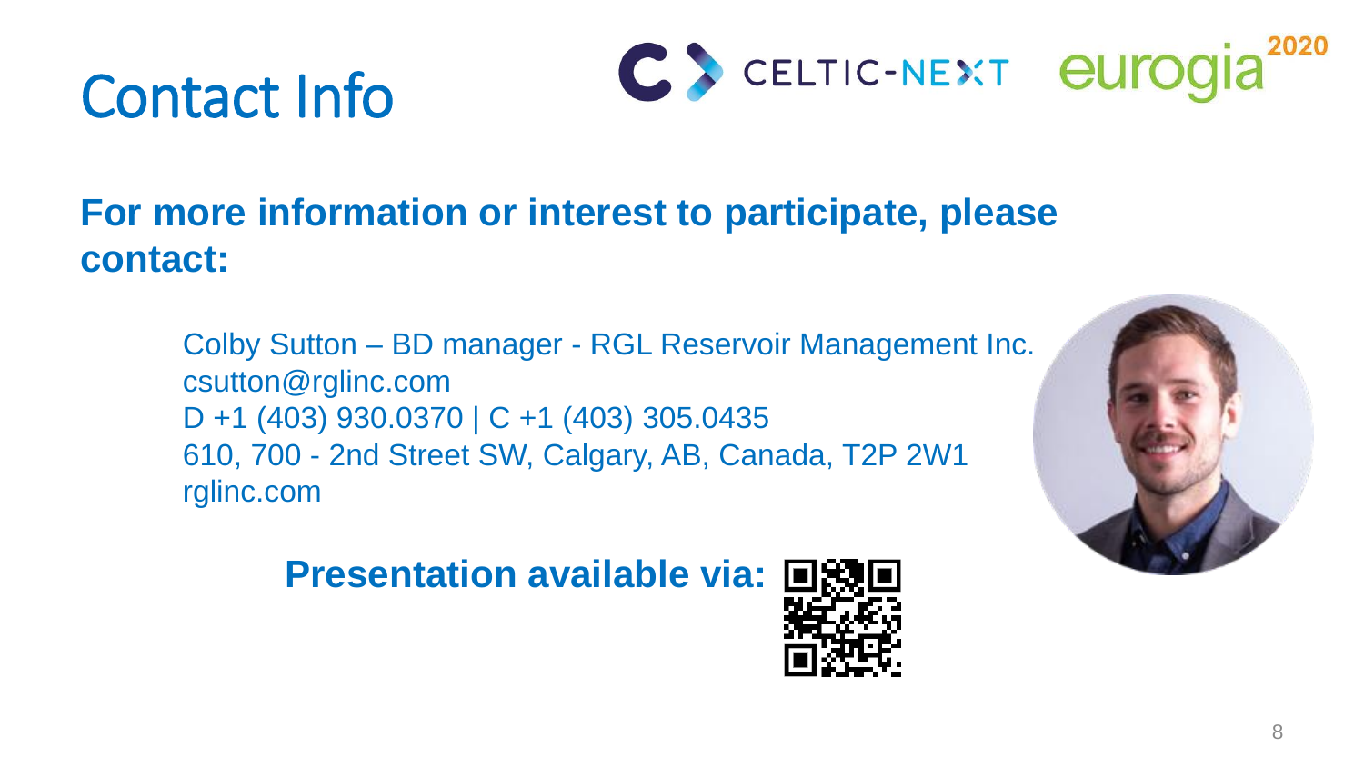# Contact Info

**For more information or interest to participate, please contact:**

Colby Sutton – BD manager - RGL Reservoir Management Inc.
csutton@rglinc.com
D +1 (403) 930.0370 | C +1 (403) 305.0435
610, 700 - 2nd Street SW, Calgary, AB, Canada, T2P 2W1
rglinc.com

**Presentation available via:**